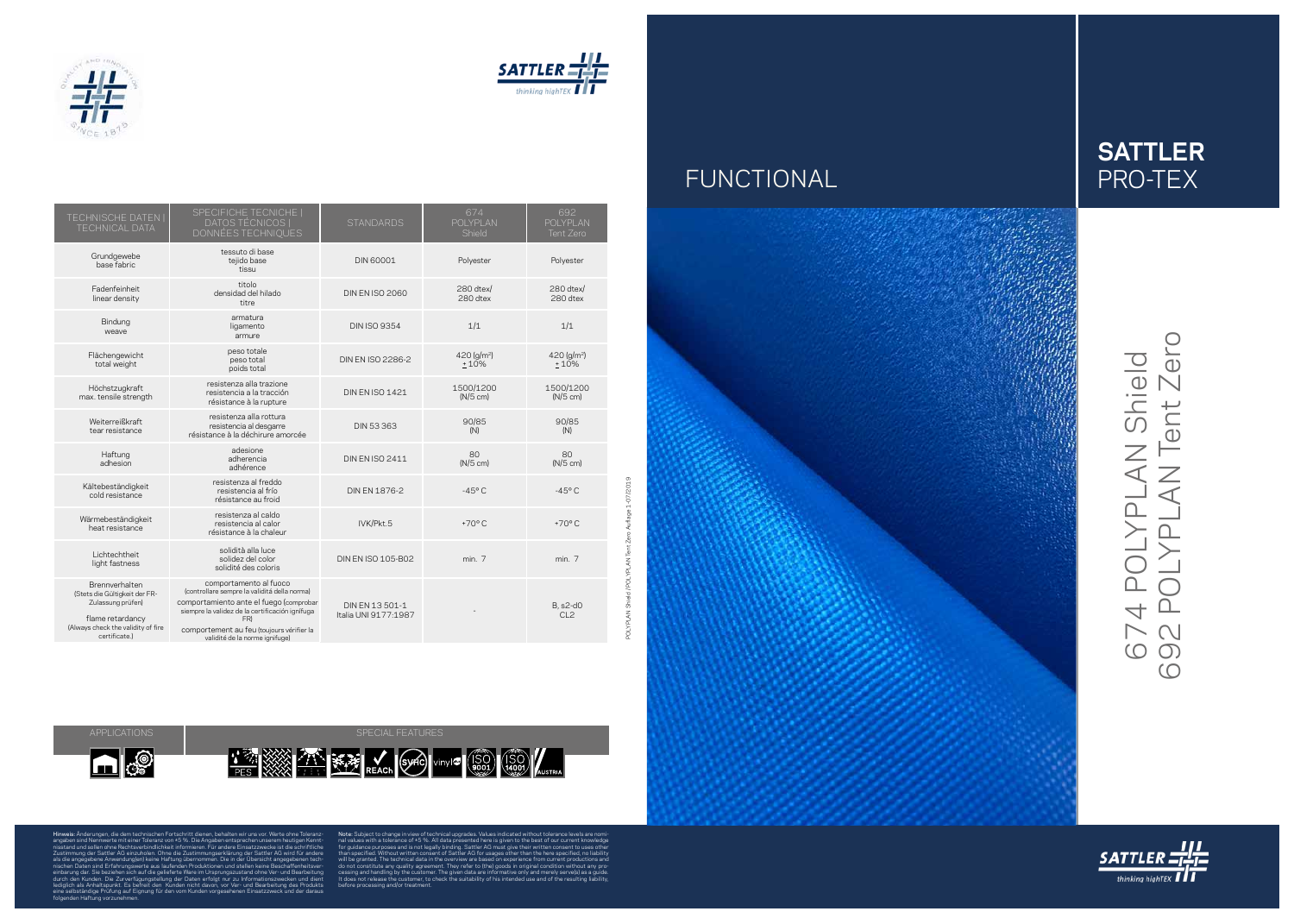# SATTLER PRO-TEX

## FUNCTIONAL

# 674 POLYPLAN Shield
# 692 POLYPLAN Tent Zero

| TECHNISCHE DATEN \| TECHNICAL DATA | SPECIFICHE TECNICHE \| DATOS TÉCNICOS \| DONNÉES TECHNIQUES | STANDARDS | 674 POLYPLAN Shield | 692 POLYPLAN Tent Zero |
|---|---|---|---|---|
| Grundgewebe<br>base fabric | tessuto di base<br>tejido base<br>tissu | DIN 60001 | Polyester | Polyester |
| Fadenfeinheit<br>linear density | titolo<br>densidad del hilado<br>titre | DIN EN ISO 2060 | 280 dtex/<br>280 dtex | 280 dtex/<br>280 dtex |
| Bindung<br>weave | armatura<br>ligamento<br>armure | DIN ISO 9354 | 1/1 | 1/1 |
| Flächengewicht<br>total weight | peso totale<br>peso total<br>poids total | DIN EN ISO 2286-2 | 420 (g/m²)<br>± 10% | 420 (g/m²)<br>± 10% |
| Höchstzugkraft<br>max. tensile strength | resistenza alla trazione<br>resistencia a la tracción<br>résistance à la rupture | DIN EN ISO 1421 | 1500/1200<br>(N/5 cm) | 1500/1200<br>(N/5 cm) |
| Weiterreißkraft<br>tear resistance | resistenza alla rottura<br>resistencia al desgarre<br>résistance à la déchirure amorcée | DIN 53 363 | 90/85<br>(N) | 90/85<br>(N) |
| Haftung<br>adhesion | adesione<br>adherencia<br>adhérence | DIN EN ISO 2411 | 80<br>(N/5 cm) | 80<br>(N/5 cm) |
| Kältebeständigkeit<br>cold resistance | resistenza al freddo<br>resistencia al frío<br>résistance au froid | DIN EN 1876-2 | -45° C | -45° C |
| Wärmebeständigkeit<br>heat resistance | resistenza al caldo<br>resistencia al calor<br>résistance à la chaleur | IVK/Pkt.5 | +70° C | +70° C |
| Lichtechtheit<br>light fastness | solidità alla luce<br>solidez del color<br>solidité des coloris | DIN EN ISO 105-B02 | min. 7 | min. 7 |
| Brennverhalten<br>(Stets die Gültigkeit der FR-Zulassung prüfen)<br>flame retardancy<br>(Always check the validity of fire certificate.) | comportamento al fuoco<br>(controllare sempre la validità della norma)<br>comportamiento ante el fuego (comprobar siempre la validez de la certificación ignífuga FR)<br>comportement au feu (toujours vérifier la validité de la norme ignifuge) | DIN EN 13 501-1<br>Italia UNI 9177:1987 | - | B, s2-d0<br>CL2 |

| APPLICATIONS | SPECIAL FEATURES |
|---|---|
| | PES, REACh, SVHC, vinyl, ISO 9001, ISO 14001, AUSTRIA |

POLYPLAN Shield /POLYPLAN Tent Zero Auflage 1-07/2019

**Hinweis:** Änderungen, die dem technischen Fortschritt dienen, behalten wir uns vor. Werte ohne Toleranzangaben sind Nennwerte mit einer Toleranz von ±5 %. Die Angaben entsprechen unserem heutigen Kenntnisstand und sollen ohne Rechtsverbindlichkeit informieren. Für andere Einsatzzwecke ist die schriftliche Zustimmung der Sattler AG einzuholen. Ohne die Zustimmungserklärung der Sattler AG wird für andere als die angegebene Anwendung(en) keine Haftung übernommen. Die in der Übersicht angegebenen technischen Daten sind Erfahrungswerte aus laufenden Produktionen und stellen keine Beschaffenheitsvereinbarung dar. Sie beziehen sich auf die gelieferte Ware im Ursprungszustand ohne Ver- und Bearbeitung durch den Kunden. Die Zurverfügungstellung der Daten erfolgt nur zu Informationszwecken und dient lediglich als Anhaltspunkt. Es befreit den Kunden nicht davon, vor Ver- und Bearbeitung des Produkts eine selbständige Prüfung auf Eignung für den vom Kunden vorgesehenen Einsatzzweck und der daraus folgenden Haftung vorzunehmen.

**Note:** Subject to change in view of technical upgrades. Values indicated without tolerance levels are nominal values with a tolerance of ±5 %. All data presented here is given to the best of our current knowledge for guidance purposes and is not legally binding. Sattler AG must give their written consent to uses other than specified. Without written consent of Sattler AG for usages other than the here specified, no liability will be granted. The technical data in the overview are based on experience from current productions and do not constitute any quality agreement. They refer to (the) goods in original condition without any processing and handling by the customer. The given data are informative only and merely serve(s) as a guide. It does not release the customer, to check the suitability of his intended use and of the resulting liability, before processing and/or treatment.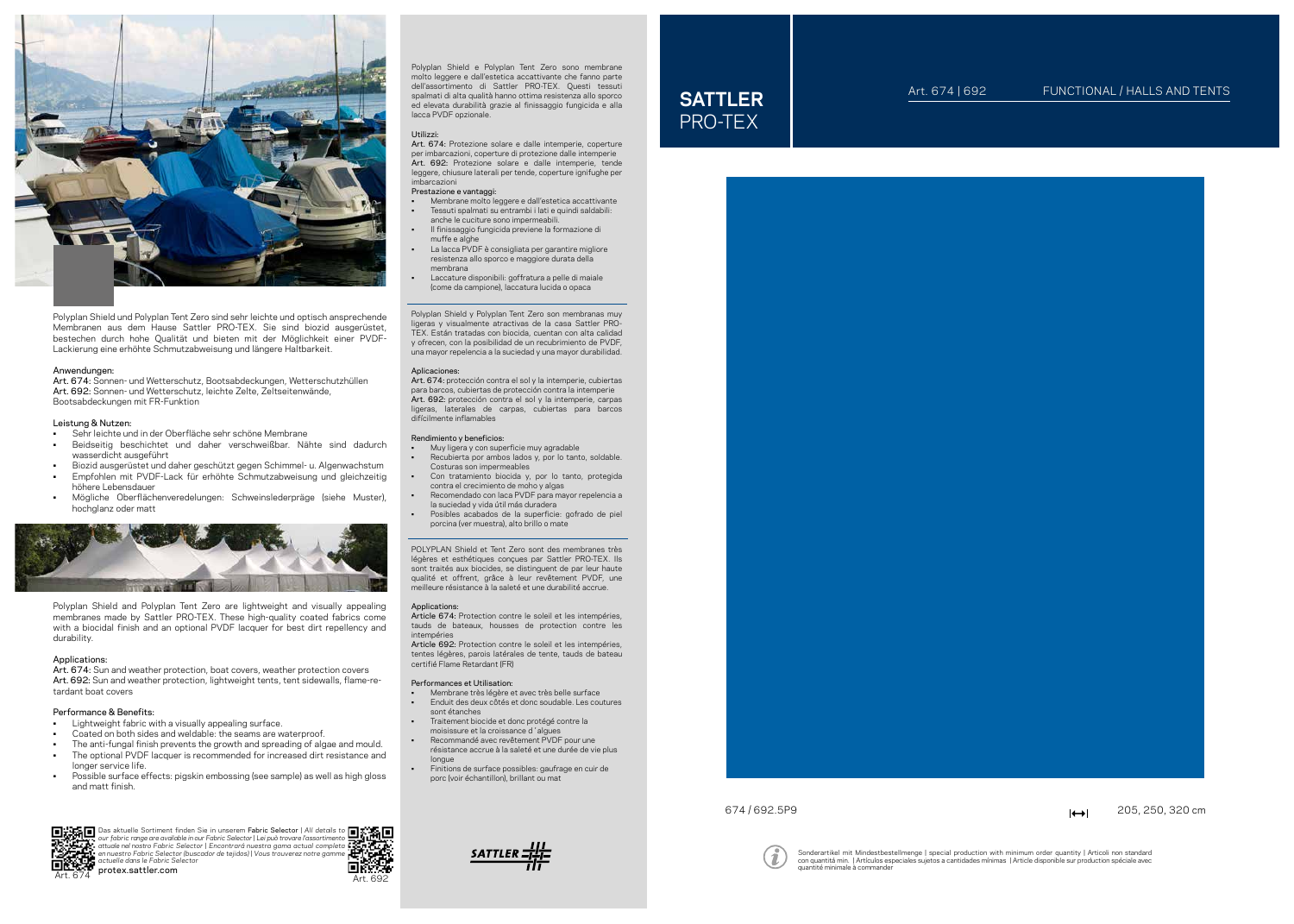Polyplan Shield und Polyplan Tent Zero sind sehr leichte und optisch ansprechende Membranen aus dem Hause Sattler PRO-TEX. Sie sind biozid ausgerüstet, bestechen durch hohe Qualität und bieten mit der Möglichkeit einer PVDF-Lackierung eine erhöhte Schmutzabweisung und längere Haltbarkeit.

Anwendungen:
**Art. 674:** Sonnen- und Wetterschutz, Bootsabdeckungen, Wetterschutzhüllen
**Art. 692:** Sonnen- und Wetterschutz, leichte Zelte, Zeltseitenwände, Bootsabdeckungen mit FR-Funktion

Leistung & Nutzen:
- Sehr leichte und in der Oberfläche sehr schöne Membrane
- Beidseitig beschichtet und daher verschweißbar. Nähte sind dadurch wasserdicht ausgeführt
- Biozid ausgerüstet und daher geschützt gegen Schimmel- u. Algenwachstum
- Empfohlen mit PVDF-Lack für erhöhte Schmutzabweisung und gleichzeitig höhere Lebensdauer
- Mögliche Oberflächenveredelungen: Schweinslederpräge (siehe Muster), hochglanz oder matt

Polyplan Shield and Polyplan Tent Zero are lightweight and visually appealing membranes made by Sattler PRO-TEX. These high-quality coated fabrics come with a biocidal finish and an optional PVDF lacquer for best dirt repellency and durability.

Applications:
**Art. 674:** Sun and weather protection, boat covers, weather protection covers
**Art. 692:** Sun and weather protection, lightweight tents, tent sidewalls, flame-retardant boat covers

Performance & Benefits:
- Lightweight fabric with a visually appealing surface.
- Coated on both sides and weldable: the seams are waterproof.
- The anti-fungal finish prevents the growth and spreading of algae and mould.
- The optional PVDF lacquer is recommended for increased dirt resistance and longer service life.
- Possible surface effects: pigskin embossing (see sample) as well as high gloss and matt finish.

Das aktuelle Sortiment finden Sie in unserem **Fabric Selector** | *All details to our fabric range are available in our Fabric Selector* | *Lei può trovare l'assortimento attuale nel nostro Fabric Selector* | *Encontrará nuestra gama actual completa en nuestro Fabric Selector (buscador de tejidos)* | *Vous trouverez notre gamme actuelle dans le Fabric Selector*

**protex.sattler.com**

Art. 674 Art. 692

Polyplan Shield e Polyplan Tent Zero sono membrane molto leggere e dall'estetica accattivante che fanno parte dell'assortimento di Sattler PRO-TEX. Questi tessuti spalmati di alta qualità hanno ottima resistenza allo sporco ed elevata durabilità grazie al finissaggio fungicida e alla lacca PVDF opzionale.

Utilizzi:
**Art. 674:** Protezione solare e dalle intemperie, coperture per imbarcazioni, coperture di protezione dalle intemperie
**Art. 692:** Protezione solare e dalle intemperie, tende leggere, chiusure laterali per tende, coperture ignifughe per imbarcazioni

Prestazione e vantaggi:
- Membrane molto leggere e dall'estetica accattivante
- Tessuti spalmati su entrambi i lati e quindi saldabili: anche le cuciture sono impermeabili.
- Il finissaggio fungicida previene la formazione di muffe e alghe
- La lacca PVDF è consigliata per garantire migliore resistenza allo sporco e maggiore durata della membrana
- Laccature disponibili: goffratura a pelle di maiale (come da campione), laccatura lucida o opaca

Polyplan Shield y Polyplan Tent Zero son membranas muy ligeras y visualmente atractivas de la casa Sattler PRO-TEX. Están tratadas con biocida, cuentan con alta calidad y ofrecen, con la posibilidad de un recubrimiento de PVDF, una mayor repelencia a la suciedad y una mayor durabilidad.

Aplicaciones:
**Art. 674:** protección contra el sol y la intemperie, cubiertas para barcos, cubiertas de protección contra la intemperie
**Art. 692:** protección contra el sol y la intemperie, carpas ligeras, laterales de carpas, cubiertas para barcos difícilmente inflamables

Rendimiento y beneficios:
- Muy ligera y con superficie muy agradable
- Recubierta por ambos lados y, por lo tanto, soldable. Costuras son impermeables
- Con tratamiento biocida y, por lo tanto, protegida contra el crecimiento de moho y algas
- Recomendado con laca PVDF para mayor repelencia a la suciedad y vida útil más duradera
- Posibles acabados de la superficie: gofrado de piel porcina (ver muestra), alto brillo o mate

POLYPLAN Shield et Tent Zero sont des membranes très légères et esthétiques conçues par Sattler PRO-TEX. Ils sont traités aux biocides, se distinguent de par leur haute qualité et offrent, grâce à leur revêtement PVDF, une meilleure résistance à la saleté et une durabilité accrue.

Applications:
**Article 674:** Protection contre le soleil et les intempéries, tauds de bateaux, housses de protection contre les intempéries
**Article 692:** Protection contre le soleil et les intempéries, tentes légères, parois latérales de tente, tauds de bateau certifié Flame Retardant (FR)

Performances et Utilisation:
- Membrane très légère et avec très belle surface
- Enduit des deux côtés et donc soudable. Les coutures sont étanches
- Traitement biocide et donc protégé contre la moisissure et la croissance d´algues
- Recommandé avec revêtement PVDF pour une résistance accrue à la saleté et une durée de vie plus longue
- Finitions de surface possibles: gaufrage en cuir de porc (voir échantillon), brillant ou mat

# SATTLER PRO-TEX

Art. 674 | 692

FUNCTIONAL / HALLS AND TENTS

674 / 692.5P9

205, 250, 320 cm

Sonderartikel mit Mindestbestellmenge | special production with minimum order quantity | Articoli non standard con quantità min. | Artículos especiales sujetos a cantidades mínimas | Article disponible sur production spéciale avec quantité minimale à commander